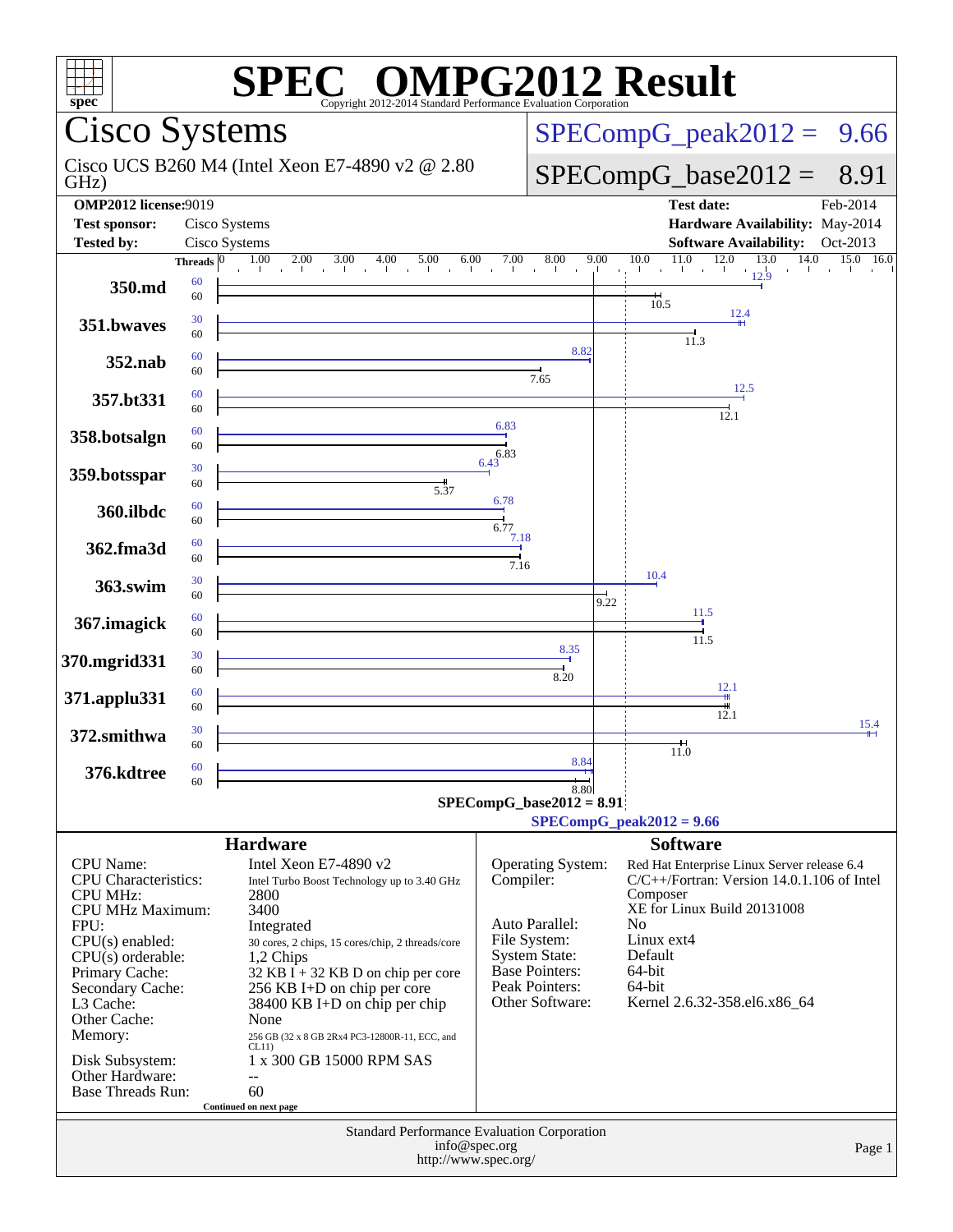# SPEC OMPG2012 Result

Copyright 2012-2014 Standard Performance Evaluation Corporation

## Cisco Systems

Cisco UCS B260 M4 (Intel Xeon E7-4890 v2 @ 2.80 GHz)

SPECompG_peak2012 = 9.66

SPECompG_base2012 = 8.91

| | | | |
|---|---|---|---|
| **OMP2012 license:** | 9019 | **Test date:** | Feb-2014 |
| **Test sponsor:** | Cisco Systems | **Hardware Availability:** | May-2014 |
| **Tested by:** | Cisco Systems | **Software Availability:** | Oct-2013 |

| Benchmark | Peak Threads | Base Threads | Peak Ratio | Base Ratio |
|---|---|---|---|---|
| 350.md | 60 | 60 | 12.9 | 10.5 |
| 351.bwaves | 30 | 60 | 12.4 | 11.3 |
| 352.nab | 60 | 60 | 8.82 | 7.65 |
| 357.bt331 | 60 | 60 | 12.5 | 12.1 |
| 358.botsalgn | 60 | 60 | 6.83 | 6.83 |
| 359.botsspar | 30 | 60 | 6.43 | 5.37 |
| 360.ilbdc | 60 | 60 | 6.78 | 6.77 |
| 362.fma3d | 60 | 60 | 7.18 | 7.16 |
| 363.swim | 30 | 60 | 10.4 | 9.22 |
| 367.imagick | 60 | 60 | 11.5 | 11.5 |
| 370.mgrid331 | 30 | 60 | 8.35 | 8.20 |
| 371.applu331 | 60 | 60 | 12.1 | 12.1 |
| 372.smithwa | 30 | 60 | 15.4 | 11.0 |
| 376.kdtree | 60 | 60 | 8.84 | 8.80 |

SPECompG_base2012 = 8.91

SPECompG_peak2012 = 9.66

### Hardware

| | |
|---|---|
| CPU Name: | Intel Xeon E7-4890 v2 |
| CPU Characteristics: | Intel Turbo Boost Technology up to 3.40 GHz |
| CPU MHz: | 2800 |
| CPU MHz Maximum: | 3400 |
| FPU: | Integrated |
| CPU(s) enabled: | 30 cores, 2 chips, 15 cores/chip, 2 threads/core |
| CPU(s) orderable: | 1,2 Chips |
| Primary Cache: | 32 KB I + 32 KB D on chip per core |
| Secondary Cache: | 256 KB I+D on chip per core |
| L3 Cache: | 38400 KB I+D on chip per chip |
| Other Cache: | None |
| Memory: | 256 GB (32 x 8 GB 2Rx4 PC3-12800R-11, ECC, and CL11) |
| Disk Subsystem: | 1 x 300 GB 15000 RPM SAS |
| Other Hardware: | -- |
| Base Threads Run: | 60 |

Continued on next page

### Software

| | |
|---|---|
| Operating System: | Red Hat Enterprise Linux Server release 6.4 |
| Compiler: | C/C++/Fortran: Version 14.0.1.106 of Intel Composer XE for Linux Build 20131008 |
| Auto Parallel: | No |
| File System: | Linux ext4 |
| System State: | Default |
| Base Pointers: | 64-bit |
| Peak Pointers: | 64-bit |
| Other Software: | Kernel 2.6.32-358.el6.x86_64 |

Standard Performance Evaluation Corporation
info@spec.org
http://www.spec.org/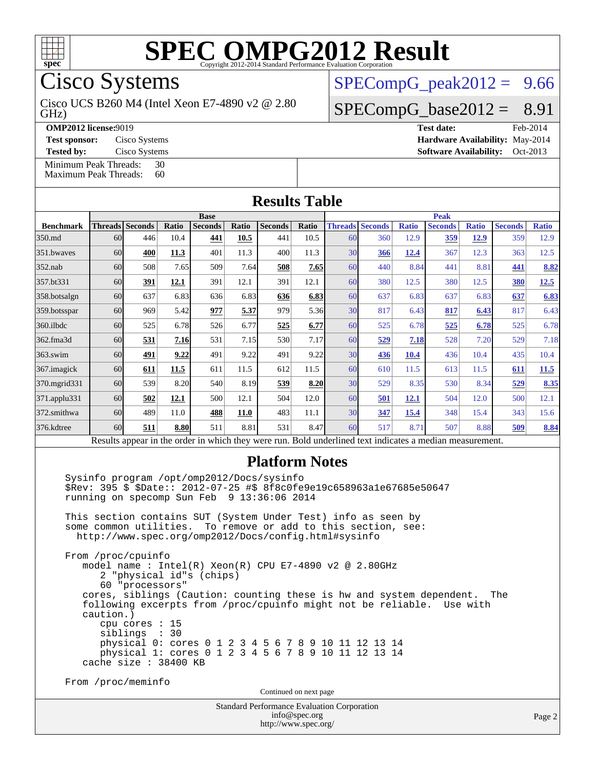# SPEC OMPG2012 Result

Copyright 2012-2014 Standard Performance Evaluation Corporation

## Cisco Systems

Cisco UCS B260 M4 (Intel Xeon E7-4890 v2 @ 2.80 GHz)

SPECompG_peak2012 = 9.66

SPECompG_base2012 = 8.91

**OMP2012 license:** 9019
**Test sponsor:** Cisco Systems
**Tested by:** Cisco Systems

**Test date:** Feb-2014
**Hardware Availability:** May-2014
**Software Availability:** Oct-2013

Minimum Peak Threads: 30
Maximum Peak Threads: 60

## Results Table

| Benchmark | Base | | | | | | | Peak | | | | | | |
|---|---|---|---|---|---|---|---|---|---|---|---|---|---|---|
| | Threads | Seconds | Ratio | Seconds | Ratio | Seconds | Ratio | Threads | Seconds | Ratio | Seconds | Ratio | Seconds | Ratio |
| 350.md | 60 | 446 | 10.4 | **441** | **10.5** | 441 | 10.5 | 60 | 360 | 12.9 | **359** | **12.9** | 359 | 12.9 |
| 351.bwaves | 60 | **400** | **11.3** | 401 | 11.3 | 400 | 11.3 | 30 | **366** | **12.4** | 367 | 12.3 | 363 | 12.5 |
| 352.nab | 60 | 508 | 7.65 | 509 | 7.64 | **508** | **7.65** | 60 | 440 | 8.84 | 441 | 8.81 | **441** | **8.82** |
| 357.bt331 | 60 | **391** | **12.1** | 391 | 12.1 | 391 | 12.1 | 60 | 380 | 12.5 | 380 | 12.5 | **380** | **12.5** |
| 358.botsalgn | 60 | 637 | 6.83 | 636 | 6.83 | **636** | **6.83** | 60 | 637 | 6.83 | 637 | 6.83 | **637** | **6.83** |
| 359.botsspar | 60 | 969 | 5.42 | **977** | **5.37** | 979 | 5.36 | 30 | 817 | 6.43 | **817** | **6.43** | 817 | 6.43 |
| 360.ilbdc | 60 | 525 | 6.78 | 526 | 6.77 | **525** | **6.77** | 60 | 525 | 6.78 | **525** | **6.78** | 525 | 6.78 |
| 362.fma3d | 60 | **531** | **7.16** | 531 | 7.15 | 530 | 7.17 | 60 | **529** | **7.18** | 528 | 7.20 | 529 | 7.18 |
| 363.swim | 60 | **491** | **9.22** | 491 | 9.22 | 491 | 9.22 | 30 | **436** | **10.4** | 436 | 10.4 | 435 | 10.4 |
| 367.imagick | 60 | **611** | **11.5** | 611 | 11.5 | 612 | 11.5 | 60 | 610 | 11.5 | 613 | 11.5 | **611** | **11.5** |
| 370.mgrid331 | 60 | 539 | 8.20 | 540 | 8.19 | **539** | **8.20** | 30 | 529 | 8.35 | 530 | 8.34 | **529** | **8.35** |
| 371.applu331 | 60 | **502** | **12.1** | 500 | 12.1 | 504 | 12.0 | 60 | **501** | **12.1** | 504 | 12.0 | 500 | 12.1 |
| 372.smithwa | 60 | 489 | 11.0 | **488** | **11.0** | 483 | 11.1 | 30 | **347** | **15.4** | 348 | 15.4 | 343 | 15.6 |
| 376.kdtree | 60 | **511** | **8.80** | 511 | 8.81 | 531 | 8.47 | 60 | 517 | 8.71 | 507 | 8.88 | **509** | **8.84** |

Results appear in the order in which they were run. Bold underlined text indicates a median measurement.

## Platform Notes

```
Sysinfo program /opt/omp2012/Docs/sysinfo
$Rev: 395 $ $Date:: 2012-07-25 #$ 8f8c0fe9e19c658963a1e67685e50647
running on specomp Sun Feb  9 13:36:06 2014

This section contains SUT (System Under Test) info as seen by
some common utilities.  To remove or add to this section, see:
  http://www.spec.org/omp2012/Docs/config.html#sysinfo

From /proc/cpuinfo
   model name : Intel(R) Xeon(R) CPU E7-4890 v2 @ 2.80GHz
      2 "physical id"s (chips)
      60 "processors"
   cores, siblings (Caution: counting these is hw and system dependent.  The
   following excerpts from /proc/cpuinfo might not be reliable.  Use with
   caution.)
      cpu cores : 15
      siblings  : 30
      physical 0: cores 0 1 2 3 4 5 6 7 8 9 10 11 12 13 14
      physical 1: cores 0 1 2 3 4 5 6 7 8 9 10 11 12 13 14
   cache size : 38400 KB

From /proc/meminfo
```

Continued on next page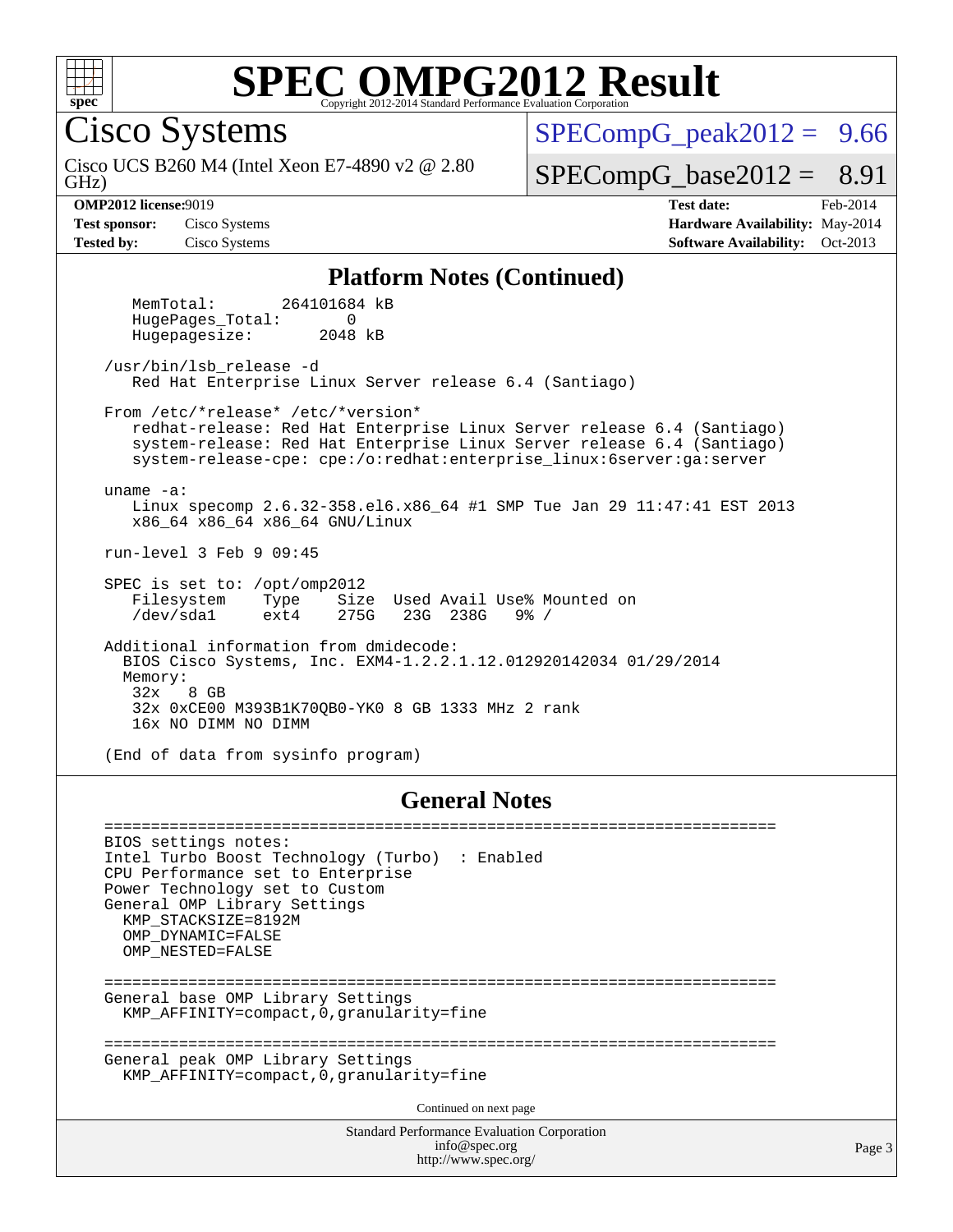## Platform Notes (Continued)

```
   MemTotal:        264101684 kB
   HugePages_Total:       0
   Hugepagesize:       2048 kB

/usr/bin/lsb_release -d
   Red Hat Enterprise Linux Server release 6.4 (Santiago)

From /etc/*release* /etc/*version*
   redhat-release: Red Hat Enterprise Linux Server release 6.4 (Santiago)
   system-release: Red Hat Enterprise Linux Server release 6.4 (Santiago)
   system-release-cpe: cpe:/o:redhat:enterprise_linux:6server:ga:server

uname -a:
   Linux specomp 2.6.32-358.el6.x86_64 #1 SMP Tue Jan 29 11:47:41 EST 2013
   x86_64 x86_64 x86_64 GNU/Linux

run-level 3 Feb 9 09:45

SPEC is set to: /opt/omp2012
   Filesystem    Type    Size  Used Avail Use% Mounted on
   /dev/sda1     ext4    275G   23G  238G   9% /

Additional information from dmidecode:
  BIOS Cisco Systems, Inc. EXM4-1.2.2.1.12.012920142034 01/29/2014
  Memory:
   32x  8 GB
   32x 0xCE00 M393B1K70QB0-YK0 8 GB 1333 MHz 2 rank
   16x NO DIMM NO DIMM

(End of data from sysinfo program)
```

## General Notes

```
========================================================================
BIOS settings notes:
Intel Turbo Boost Technology (Turbo)  : Enabled
CPU Performance set to Enterprise
Power Technology set to Custom
General OMP Library Settings
  KMP_STACKSIZE=8192M
  OMP_DYNAMIC=FALSE
  OMP_NESTED=FALSE

========================================================================
General base OMP Library Settings
  KMP_AFFINITY=compact,0,granularity=fine

========================================================================
General peak OMP Library Settings
  KMP_AFFINITY=compact,0,granularity=fine
```

Continued on next page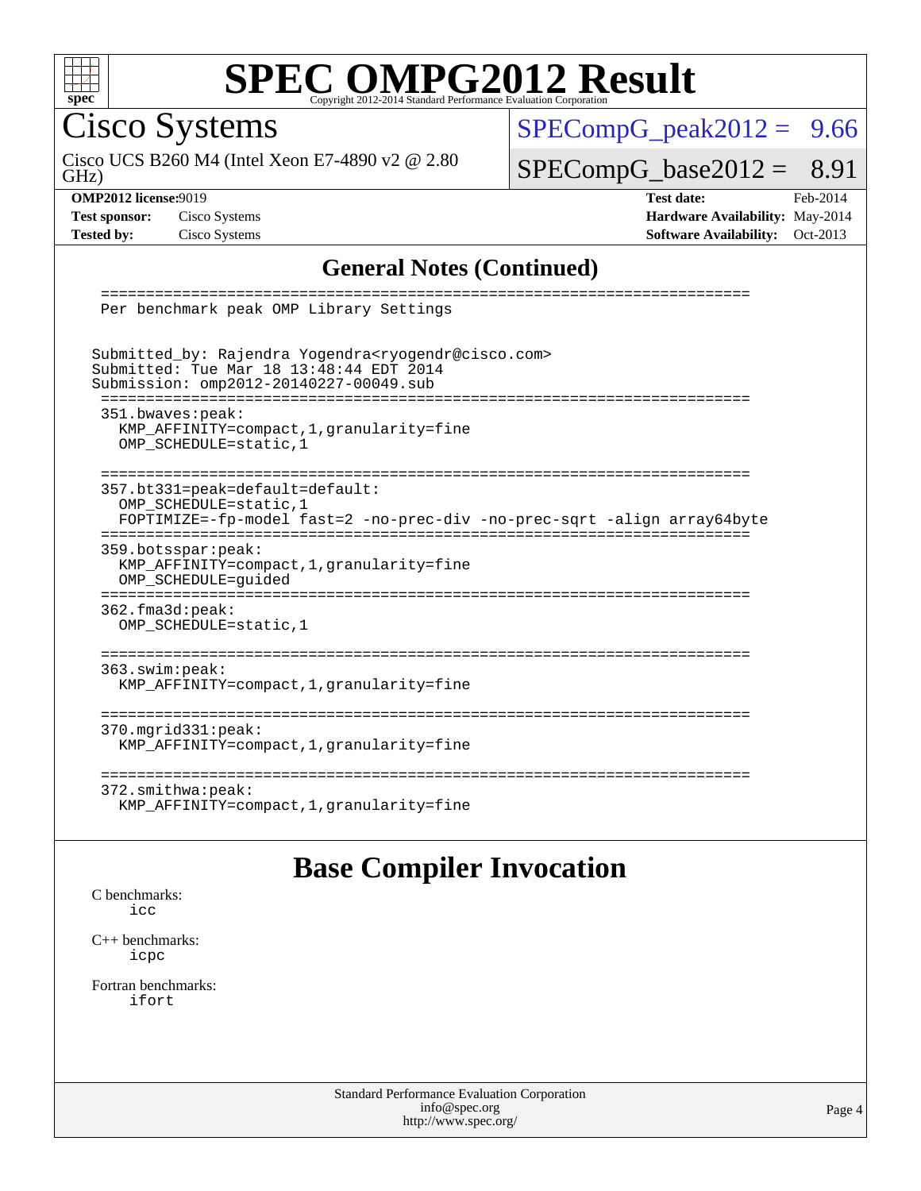# SPEC OMPG2012 Result

Copyright 2012-2014 Standard Performance Evaluation Corporation

## Cisco Systems

Cisco UCS B260 M4 (Intel Xeon E7-4890 v2 @ 2.80 GHz)

SPECompG_peak2012 = 9.66

SPECompG_base2012 = 8.91

**OMP2012 license:** 9019
**Test sponsor:** Cisco Systems
**Tested by:** Cisco Systems

**Test date:** Feb-2014
**Hardware Availability:** May-2014
**Software Availability:** Oct-2013

## General Notes (Continued)

```
 ========================================================================
  Per benchmark peak OMP Library Settings


 Submitted_by: Rajendra Yogendra<ryogendr@cisco.com>
 Submitted: Tue Mar 18 13:48:44 EDT 2014
 Submission: omp2012-20140227-00049.sub
 ========================================================================
  351.bwaves:peak:
    KMP_AFFINITY=compact,1,granularity=fine
    OMP_SCHEDULE=static,1

 ========================================================================
  357.bt331=peak=default=default:
    OMP_SCHEDULE=static,1
    FOPTIMIZE=-fp-model fast=2 -no-prec-div -no-prec-sqrt -align array64byte
 ========================================================================
  359.botsspar:peak:
    KMP_AFFINITY=compact,1,granularity=fine
    OMP_SCHEDULE=guided
 ========================================================================
  362.fma3d:peak:
    OMP_SCHEDULE=static,1

 ========================================================================
  363.swim:peak:
    KMP_AFFINITY=compact,1,granularity=fine

 ========================================================================
  370.mgrid331:peak:
    KMP_AFFINITY=compact,1,granularity=fine

 ========================================================================
  372.smithwa:peak:
    KMP_AFFINITY=compact,1,granularity=fine
```

## Base Compiler Invocation

C benchmarks:
    icc

C++ benchmarks:
    icpc

Fortran benchmarks:
    ifort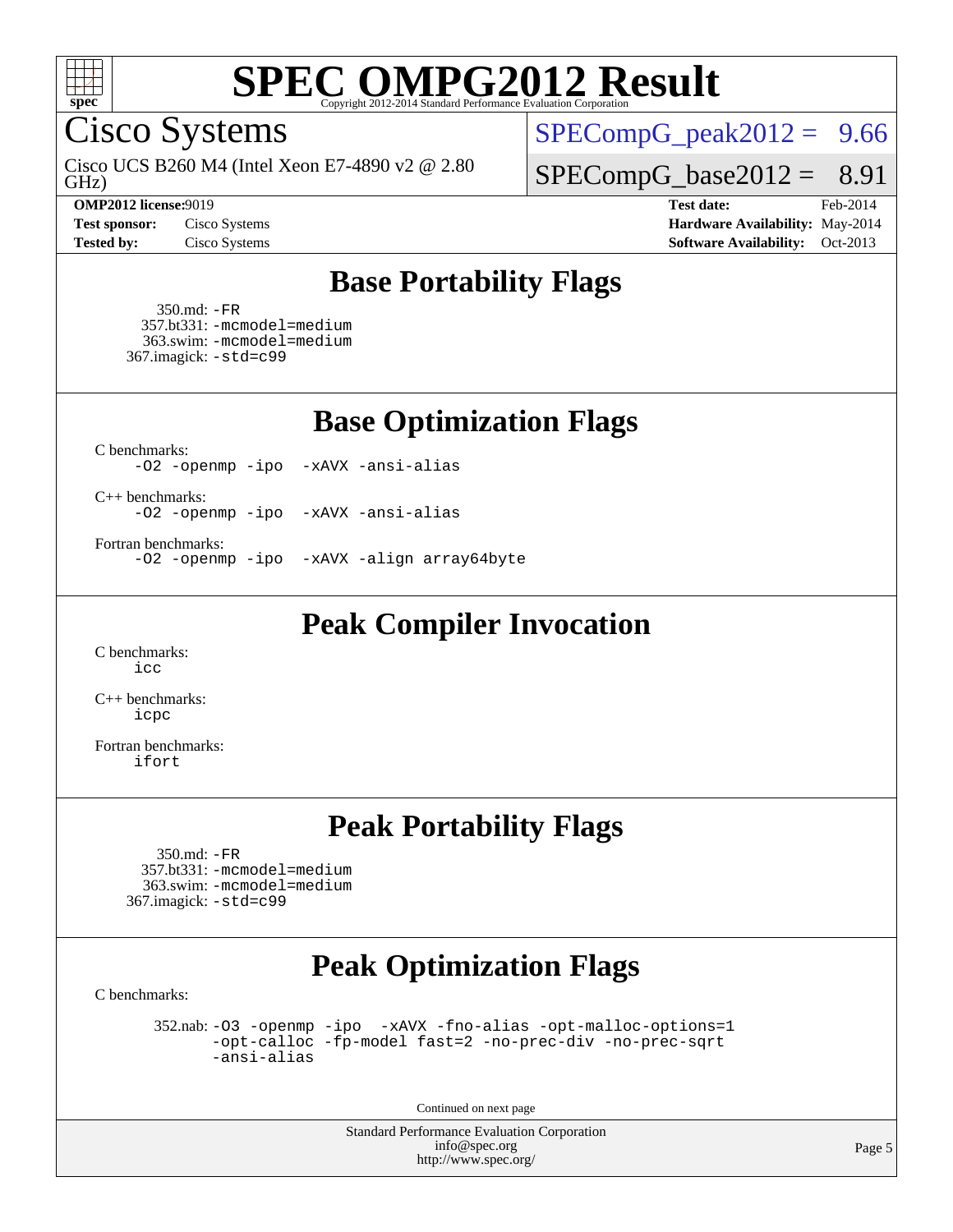# SPEC OMPG2012 Result

Copyright 2012-2014 Standard Performance Evaluation Corporation

## Cisco Systems

Cisco UCS B260 M4 (Intel Xeon E7-4890 v2 @ 2.80 GHz)

SPECompG_peak2012 = 9.66

SPECompG_base2012 = 8.91

**OMP2012 license:** 9019
**Test sponsor:** Cisco Systems
**Tested by:** Cisco Systems

**Test date:** Feb-2014
**Hardware Availability:** May-2014
**Software Availability:** Oct-2013

## Base Portability Flags

350.md: `-FR`
357.bt331: `-mcmodel=medium`
363.swim: `-mcmodel=medium`
367.imagick: `-std=c99`

## Base Optimization Flags

C benchmarks:
`-O2 -openmp -ipo -xAVX -ansi-alias`

C++ benchmarks:
`-O2 -openmp -ipo -xAVX -ansi-alias`

Fortran benchmarks:
`-O2 -openmp -ipo -xAVX -align array64byte`

## Peak Compiler Invocation

C benchmarks:
`icc`

C++ benchmarks:
`icpc`

Fortran benchmarks:
`ifort`

## Peak Portability Flags

350.md: `-FR`
357.bt331: `-mcmodel=medium`
363.swim: `-mcmodel=medium`
367.imagick: `-std=c99`

## Peak Optimization Flags

C benchmarks:

352.nab: `-O3 -openmp -ipo -xAVX -fno-alias -opt-malloc-options=1 -opt-calloc -fp-model fast=2 -no-prec-div -no-prec-sqrt -ansi-alias`

Continued on next page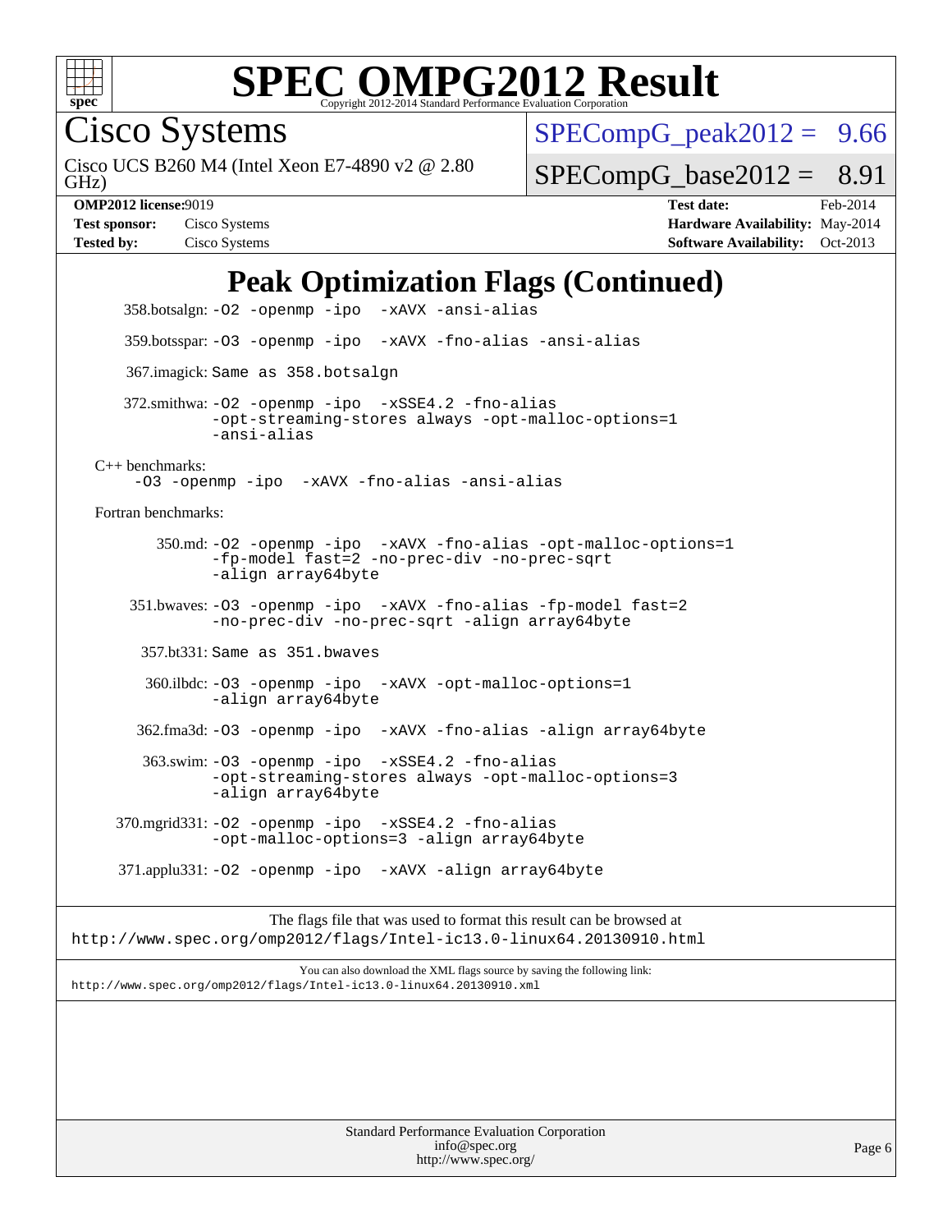# SPEC OMPG2012 Result

Copyright 2012-2014 Standard Performance Evaluation Corporation

**Cisco Systems**

Cisco UCS B260 M4 (Intel Xeon E7-4890 v2 @ 2.80 GHz)

SPECompG_peak2012 = 9.66

SPECompG_base2012 = 8.91

**OMP2012 license:** 9019 | **Test date:** Feb-2014

**Test sponsor:** Cisco Systems | **Hardware Availability:** May-2014

**Tested by:** Cisco Systems | **Software Availability:** Oct-2013

## Peak Optimization Flags (Continued)

358.botsalgn: `-O2 -openmp -ipo -xAVX -ansi-alias`

359.botsspar: `-O3 -openmp -ipo -xAVX -fno-alias -ansi-alias`

367.imagick: Same as 358.botsalgn

372.smithwa: `-O2 -openmp -ipo -xSSE4.2 -fno-alias -opt-streaming-stores always -opt-malloc-options=1 -ansi-alias`

C++ benchmarks:

`-O3 -openmp -ipo -xAVX -fno-alias -ansi-alias`

Fortran benchmarks:

350.md: `-O2 -openmp -ipo -xAVX -fno-alias -opt-malloc-options=1 -fp-model fast=2 -no-prec-div -no-prec-sqrt -align array64byte`

351.bwaves: `-O3 -openmp -ipo -xAVX -fno-alias -fp-model fast=2 -no-prec-div -no-prec-sqrt -align array64byte`

357.bt331: Same as 351.bwaves

360.ilbdc: `-O3 -openmp -ipo -xAVX -opt-malloc-options=1 -align array64byte`

362.fma3d: `-O3 -openmp -ipo -xAVX -fno-alias -align array64byte`

363.swim: `-O3 -openmp -ipo -xSSE4.2 -fno-alias -opt-streaming-stores always -opt-malloc-options=3 -align array64byte`

370.mgrid331: `-O2 -openmp -ipo -xSSE4.2 -fno-alias -opt-malloc-options=3 -align array64byte`

371.applu331: `-O2 -openmp -ipo -xAVX -align array64byte`

The flags file that was used to format this result can be browsed at
http://www.spec.org/omp2012/flags/Intel-ic13.0-linux64.20130910.html

You can also download the XML flags source by saving the following link:
http://www.spec.org/omp2012/flags/Intel-ic13.0-linux64.20130910.xml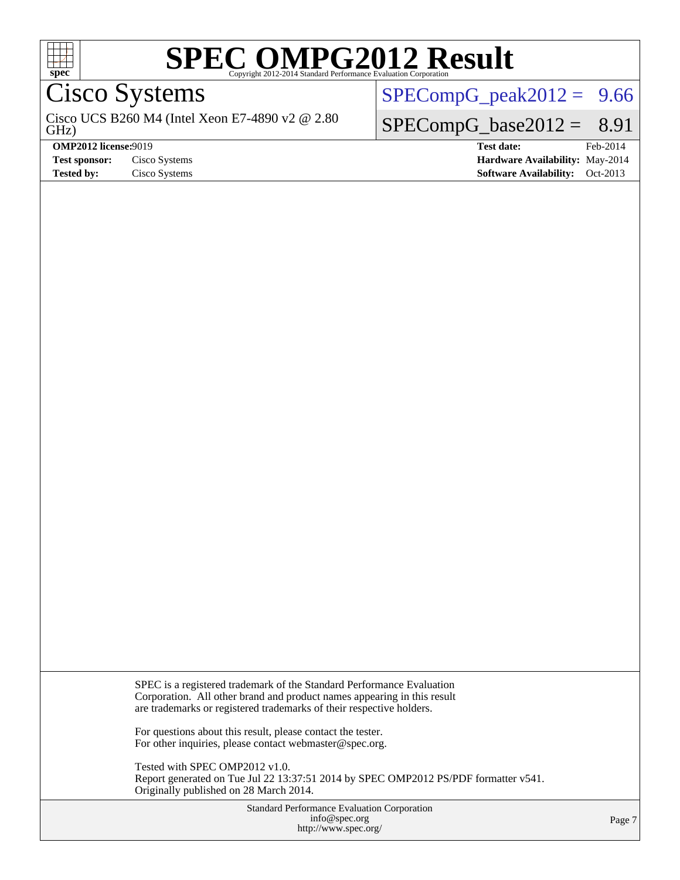SPEC is a registered trademark of the Standard Performance Evaluation Corporation. All other brand and product names appearing in this result are trademarks or registered trademarks of their respective holders.

For questions about this result, please contact the tester.
For other inquiries, please contact webmaster@spec.org.

Tested with SPEC OMP2012 v1.0.
Report generated on Tue Jul 22 13:37:51 2014 by SPEC OMP2012 PS/PDF formatter v541.
Originally published on 28 March 2014.